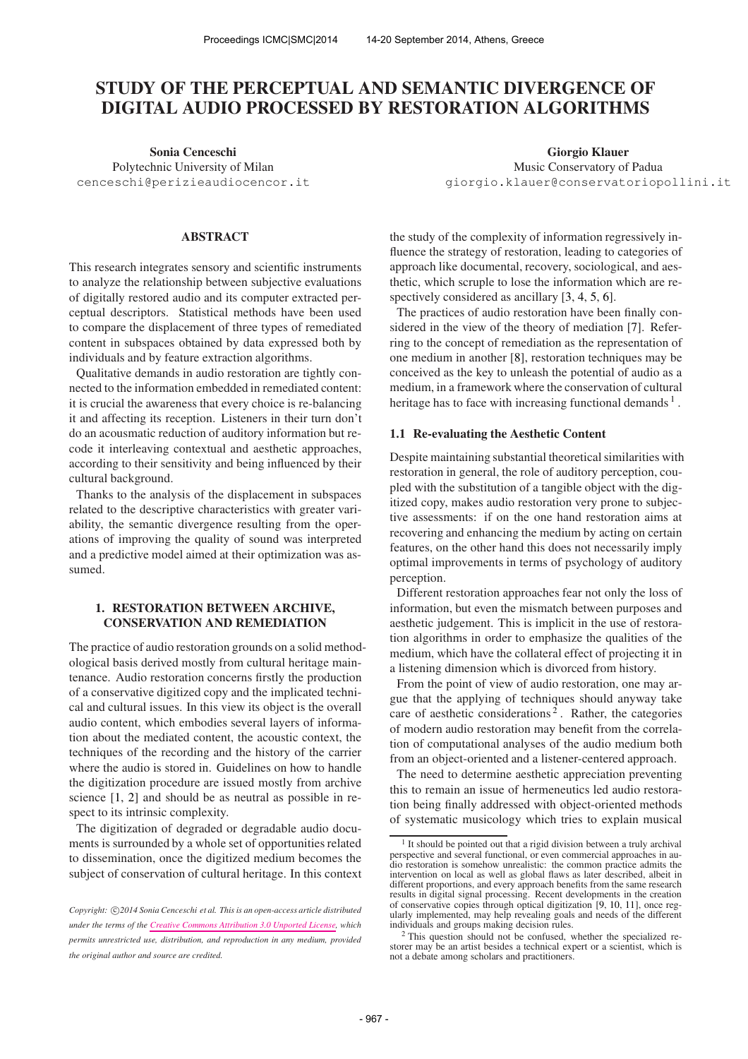# STUDY OF THE PERCEPTUAL AND SEMANTIC DIVERGENCE OF DIGITAL AUDIO PROCESSED BY RESTORATION ALGORITHMS

**Sonia Cenceschi**
Polytechnic University of Milan
cenceschi@perizieaudiocencor.it

**Giorgio Klauer**
Music Conservatory of Padua
giorgio.klauer@conservatoriopollini.it

## ABSTRACT

This research integrates sensory and scientific instruments to analyze the relationship between subjective evaluations of digitally restored audio and its computer extracted perceptual descriptors. Statistical methods have been used to compare the displacement of three types of remediated content in subspaces obtained by data expressed both by individuals and by feature extraction algorithms.

Qualitative demands in audio restoration are tightly connected to the information embedded in remediated content: it is crucial the awareness that every choice is re-balancing it and affecting its reception. Listeners in their turn don't do an acousmatic reduction of auditory information but recode it interleaving contextual and aesthetic approaches, according to their sensitivity and being influenced by their cultural background.

Thanks to the analysis of the displacement in subspaces related to the descriptive characteristics with greater variability, the semantic divergence resulting from the operations of improving the quality of sound was interpreted and a predictive model aimed at their optimization was assumed.

## 1. RESTORATION BETWEEN ARCHIVE, CONSERVATION AND REMEDIATION

The practice of audio restoration grounds on a solid methodological basis derived mostly from cultural heritage maintenance. Audio restoration concerns firstly the production of a conservative digitized copy and the implicated technical and cultural issues. In this view its object is the overall audio content, which embodies several layers of information about the mediated content, the acoustic context, the techniques of the recording and the history of the carrier where the audio is stored in. Guidelines on how to handle the digitization procedure are issued mostly from archive science [1, 2] and should be as neutral as possible in respect to its intrinsic complexity.

The digitization of degraded or degradable audio documents is surrounded by a whole set of opportunities related to dissemination, once the digitized medium becomes the subject of conservation of cultural heritage. In this context the study of the complexity of information regressively influence the strategy of restoration, leading to categories of approach like documental, recovery, sociological, and aesthetic, which scruple to lose the information which are respectively considered as ancillary [3, 4, 5, 6].

The practices of audio restoration have been finally considered in the view of the theory of mediation [7]. Referring to the concept of remediation as the representation of one medium in another [8], restoration techniques may be conceived as the key to unleash the potential of audio as a medium, in a framework where the conservation of cultural heritage has to face with increasing functional demands [1].

### 1.1 Re-evaluating the Aesthetic Content

Despite maintaining substantial theoretical similarities with restoration in general, the role of auditory perception, coupled with the substitution of a tangible object with the digitized copy, makes audio restoration very prone to subjective assessments: if on the one hand restoration aims at recovering and enhancing the medium by acting on certain features, on the other hand this does not necessarily imply optimal improvements in terms of psychology of auditory perception.

Different restoration approaches fear not only the loss of information, but even the mismatch between purposes and aesthetic judgement. This is implicit in the use of restoration algorithms in order to emphasize the qualities of the medium, which have the collateral effect of projecting it in a listening dimension which is divorced from history.

From the point of view of audio restoration, one may argue that the applying of techniques should anyway take care of aesthetic considerations [2]. Rather, the categories of modern audio restoration may benefit from the correlation of computational analyses of the audio medium both from an object-oriented and a listener-centered approach.

The need to determine aesthetic appreciation preventing this to remain an issue of hermeneutics led audio restoration being finally addressed with object-oriented methods of systematic musicology which tries to explain musical

[1] It should be pointed out that a rigid division between a truly archival perspective and several functional, or even commercial approaches in audio restoration is somehow unrealistic: the common practice admits the intervention on local as well as global flaws as later described, albeit in different proportions, and every approach benefits from the same research results in digital signal processing. Recent developments in the creation of conservative copies through optical digitization [9, 10, 11], once regularly implemented, may help revealing goals and needs of the different individuals and groups making decision rules.

[2] This question should not be confused, whether the specialized restorer may be an artist besides a technical expert or a scientist, which is not a debate among scholars and practitioners.

*Copyright: ©2014 Sonia Cenceschi et al. This is an open-access article distributed under the terms of the Creative Commons Attribution 3.0 Unported License, which permits unrestricted use, distribution, and reproduction in any medium, provided the original author and source are credited.*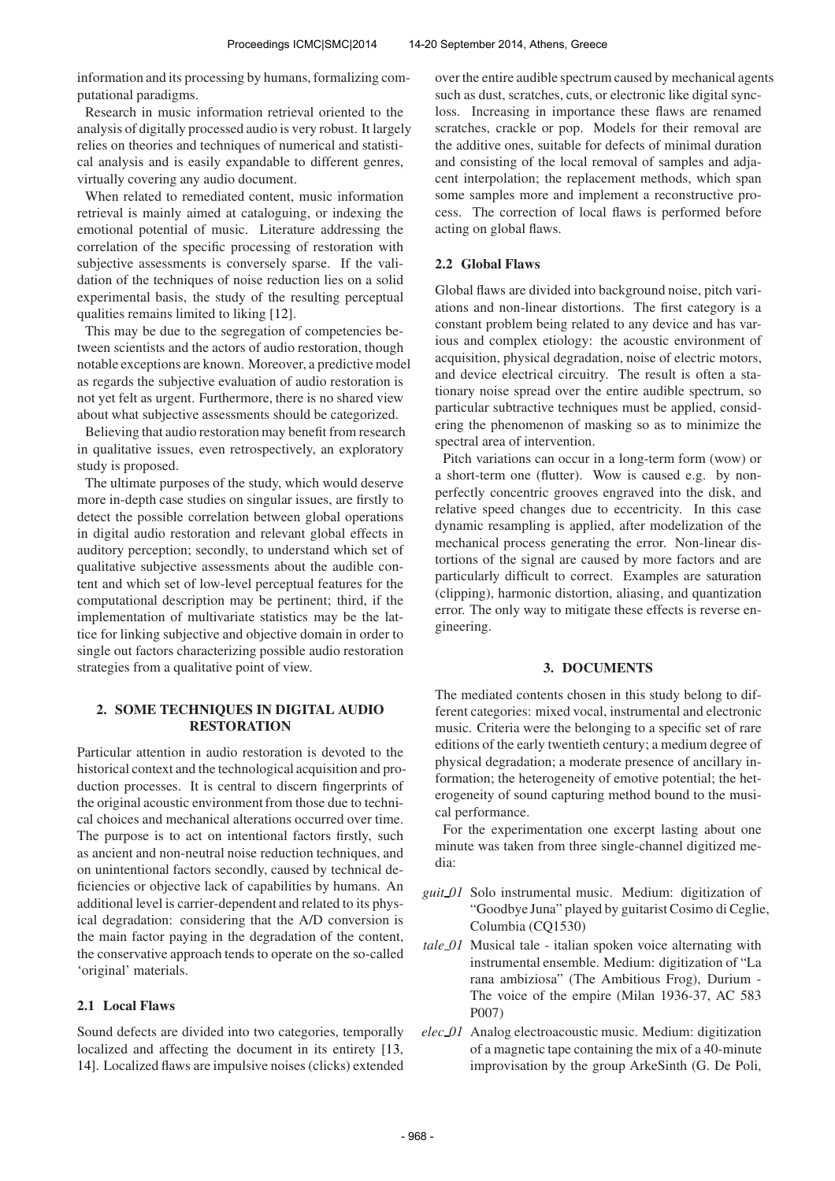information and its processing by humans, formalizing computational paradigms.

Research in music information retrieval oriented to the analysis of digitally processed audio is very robust. It largely relies on theories and techniques of numerical and statistical analysis and is easily expandable to different genres, virtually covering any audio document.

When related to remediated content, music information retrieval is mainly aimed at cataloguing, or indexing the emotional potential of music. Literature addressing the correlation of the specific processing of restoration with subjective assessments is conversely sparse. If the validation of the techniques of noise reduction lies on a solid experimental basis, the study of the resulting perceptual qualities remains limited to liking [12].

This may be due to the segregation of competencies between scientists and the actors of audio restoration, though notable exceptions are known. Moreover, a predictive model as regards the subjective evaluation of audio restoration is not yet felt as urgent. Furthermore, there is no shared view about what subjective assessments should be categorized.

Believing that audio restoration may benefit from research in qualitative issues, even retrospectively, an exploratory study is proposed.

The ultimate purposes of the study, which would deserve more in-depth case studies on singular issues, are firstly to detect the possible correlation between global operations in digital audio restoration and relevant global effects in auditory perception; secondly, to understand which set of qualitative subjective assessments about the audible content and which set of low-level perceptual features for the computational description may be pertinent; third, if the implementation of multivariate statistics may be the lattice for linking subjective and objective domain in order to single out factors characterizing possible audio restoration strategies from a qualitative point of view.

## 2. SOME TECHNIQUES IN DIGITAL AUDIO RESTORATION

Particular attention in audio restoration is devoted to the historical context and the technological acquisition and production processes. It is central to discern fingerprints of the original acoustic environment from those due to technical choices and mechanical alterations occurred over time. The purpose is to act on intentional factors firstly, such as ancient and non-neutral noise reduction techniques, and on unintentional factors secondly, caused by technical deficiencies or objective lack of capabilities by humans. An additional level is carrier-dependent and related to its physical degradation: considering that the A/D conversion is the main factor paying in the degradation of the content, the conservative approach tends to operate on the so-called 'original' materials.

### 2.1 Local Flaws

Sound defects are divided into two categories, temporally localized and affecting the document in its entirety [13, 14]. Localized flaws are impulsive noises (clicks) extended over the entire audible spectrum caused by mechanical agents such as dust, scratches, cuts, or electronic like digital sync-loss. Increasing in importance these flaws are renamed scratches, crackle or pop. Models for their removal are the additive ones, suitable for defects of minimal duration and consisting of the local removal of samples and adjacent interpolation; the replacement methods, which span some samples more and implement a reconstructive process. The correction of local flaws is performed before acting on global flaws.

### 2.2 Global Flaws

Global flaws are divided into background noise, pitch variations and non-linear distortions. The first category is a constant problem being related to any device and has various and complex etiology: the acoustic environment of acquisition, physical degradation, noise of electric motors, and device electrical circuitry. The result is often a stationary noise spread over the entire audible spectrum, so particular subtractive techniques must be applied, considering the phenomenon of masking so as to minimize the spectral area of intervention.

Pitch variations can occur in a long-term form (wow) or a short-term one (flutter). Wow is caused e.g. by non-perfectly concentric grooves engraved into the disk, and relative speed changes due to eccentricity. In this case dynamic resampling is applied, after modelization of the mechanical process generating the error. Non-linear distortions of the signal are caused by more factors and are particularly difficult to correct. Examples are saturation (clipping), harmonic distortion, aliasing, and quantization error. The only way to mitigate these effects is reverse engineering.

## 3. DOCUMENTS

The mediated contents chosen in this study belong to different categories: mixed vocal, instrumental and electronic music. Criteria were the belonging to a specific set of rare editions of the early twentieth century; a medium degree of physical degradation; a moderate presence of ancillary information; the heterogeneity of emotive potential; the heterogeneity of sound capturing method bound to the musical performance.

For the experimentation one excerpt lasting about one minute was taken from three single-channel digitized media:

- *guit_01* Solo instrumental music. Medium: digitization of "Goodbye Juna" played by guitarist Cosimo di Ceglie, Columbia (CQ1530)
- *tale_01* Musical tale - italian spoken voice alternating with instrumental ensemble. Medium: digitization of "La rana ambiziosa" (The Ambitious Frog), Durium - The voice of the empire (Milan 1936-37, AC 583 P007)
- *elec_01* Analog electroacoustic music. Medium: digitization of a magnetic tape containing the mix of a 40-minute improvisation by the group ArkeSinth (G. De Poli,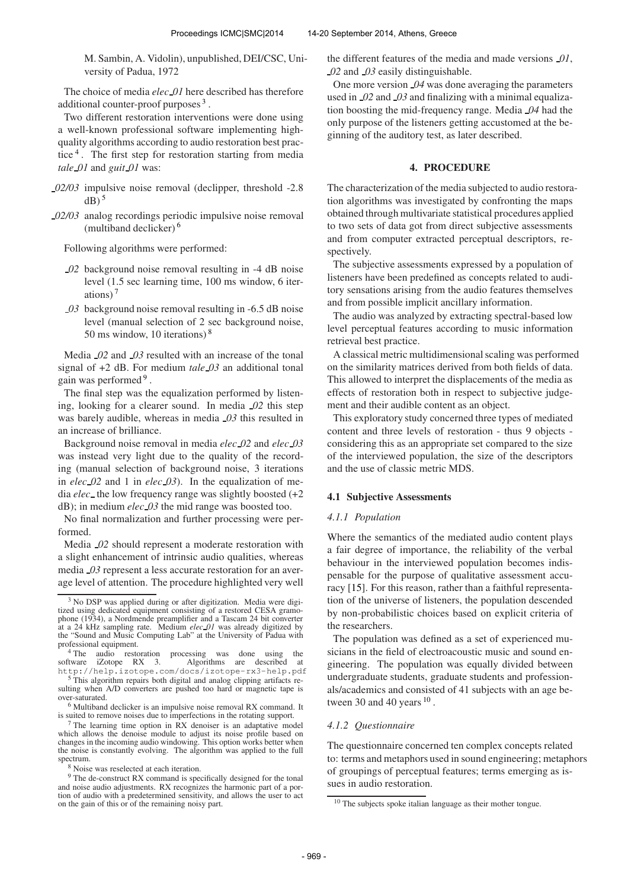M. Sambin, A. Vidolin), unpublished, DEI/CSC, University of Padua, 1972

The choice of media *elec_01* here described has therefore additional counter-proof purposes [3].

Two different restoration interventions were done using a well-known professional software implementing high-quality algorithms according to audio restoration best practice [4]. The first step for restoration starting from media *tale_01* and *guit_01* was:

- *_02/03* impulsive noise removal (declipper, threshold -2.8 dB) [5]
- *_02/03* analog recordings periodic impulsive noise removal (multiband declicker) [6]

Following algorithms were performed:

- *_02* background noise removal resulting in -4 dB noise level (1.5 sec learning time, 100 ms window, 6 iterations) [7]
- *_03* background noise removal resulting in -6.5 dB noise level (manual selection of 2 sec background noise, 50 ms window, 10 iterations) [8]

Media *_02* and *_03* resulted with an increase of the tonal signal of +2 dB. For medium *tale_03* an additional tonal gain was performed [9].

The final step was the equalization performed by listening, looking for a clearer sound. In media *_02* this step was barely audible, whereas in media *_03* this resulted in an increase of brilliance.

Background noise removal in media *elec_02* and *elec_03* was instead very light due to the quality of the recording (manual selection of background noise, 3 iterations in *elec_02* and 1 in *elec_03*). In the equalization of media *elec_* the low frequency range was slightly boosted (+2 dB); in medium *elec_03* the mid range was boosted too.

No final normalization and further processing were performed.

Media *_02* should represent a moderate restoration with a slight enhancement of intrinsic audio qualities, whereas media *_03* represent a less accurate restoration for an average level of attention. The procedure highlighted very well the different features of the media and made versions *_01*, *_02* and *_03* easily distinguishable.

One more version *_04* was done averaging the parameters used in *_02* and *_03* and finalizing with a minimal equalization boosting the mid-frequency range. Media *_04* had the only purpose of the listeners getting accustomed at the beginning of the auditory test, as later described.

## 4. PROCEDURE

The characterization of the media subjected to audio restoration algorithms was investigated by confronting the maps obtained through multivariate statistical procedures applied to two sets of data got from direct subjective assessments and from computer extracted perceptual descriptors, respectively.

The subjective assessments expressed by a population of listeners have been predefined as concepts related to auditory sensations arising from the audio features themselves and from possible implicit ancillary information.

The audio was analyzed by extracting spectral-based low level perceptual features according to music information retrieval best practice.

A classical metric multidimensional scaling was performed on the similarity matrices derived from both fields of data. This allowed to interpret the displacements of the media as effects of restoration both in respect to subjective judgement and their audible content as an object.

This exploratory study concerned three types of mediated content and three levels of restoration - thus 9 objects - considering this as an appropriate set compared to the size of the interviewed population, the size of the descriptors and the use of classic metric MDS.

### 4.1 Subjective Assessments

#### 4.1.1 Population

Where the semantics of the mediated audio content plays a fair degree of importance, the reliability of the verbal behaviour in the interviewed population becomes indispensable for the purpose of qualitative assessment accuracy [15]. For this reason, rather than a faithful representation of the universe of listeners, the population descended by non-probabilistic choices based on explicit criteria of the researchers.

The population was defined as a set of experienced musicians in the field of electroacoustic music and sound engineering. The population was equally divided between undergraduate students, graduate students and professionals/academics and consisted of 41 subjects with an age between 30 and 40 years [10].

#### 4.1.2 Questionnaire

The questionnaire concerned ten complex concepts related to: terms and metaphors used in sound engineering; metaphors of groupings of perceptual features; terms emerging as issues in audio restoration.

---

[3] No DSP was applied during or after digitization. Media were digitized using dedicated equipment consisting of a restored CESA gramophone (1934), a Nordmende preamplifier and a Tascam 24 bit converter at a 24 kHz sampling rate. Medium *elec_01* was already digitized by the "Sound and Music Computing Lab" at the University of Padua with professional equipment.

[4] The audio restoration processing was done using the software iZotope RX 3. Algorithms are described at http://help.izotope.com/docs/izotope-rx3-help.pdf

[5] This algorithm repairs both digital and analog clipping artifacts resulting when A/D converters are pushed too hard or magnetic tape is over-saturated.

[6] Multiband declicker is an impulsive noise removal RX command. It is suited to remove noises due to imperfections in the rotating support.

[7] The learning time option in RX denoiser is an adaptative model which allows the denoise module to adjust its noise profile based on changes in the incoming audio windowing. This option works better when the noise is constantly evolving. The algorithm was applied to the full spectrum.

[8] Noise was reselected at each iteration.

[9] The de-construct RX command is specifically designed for the tonal and noise audio adjustments. RX recognizes the harmonic part of a portion of audio with a predetermined sensitivity, and allows the user to act on the gain of this or of the remaining noisy part.

[10] The subjects spoke italian language as their mother tongue.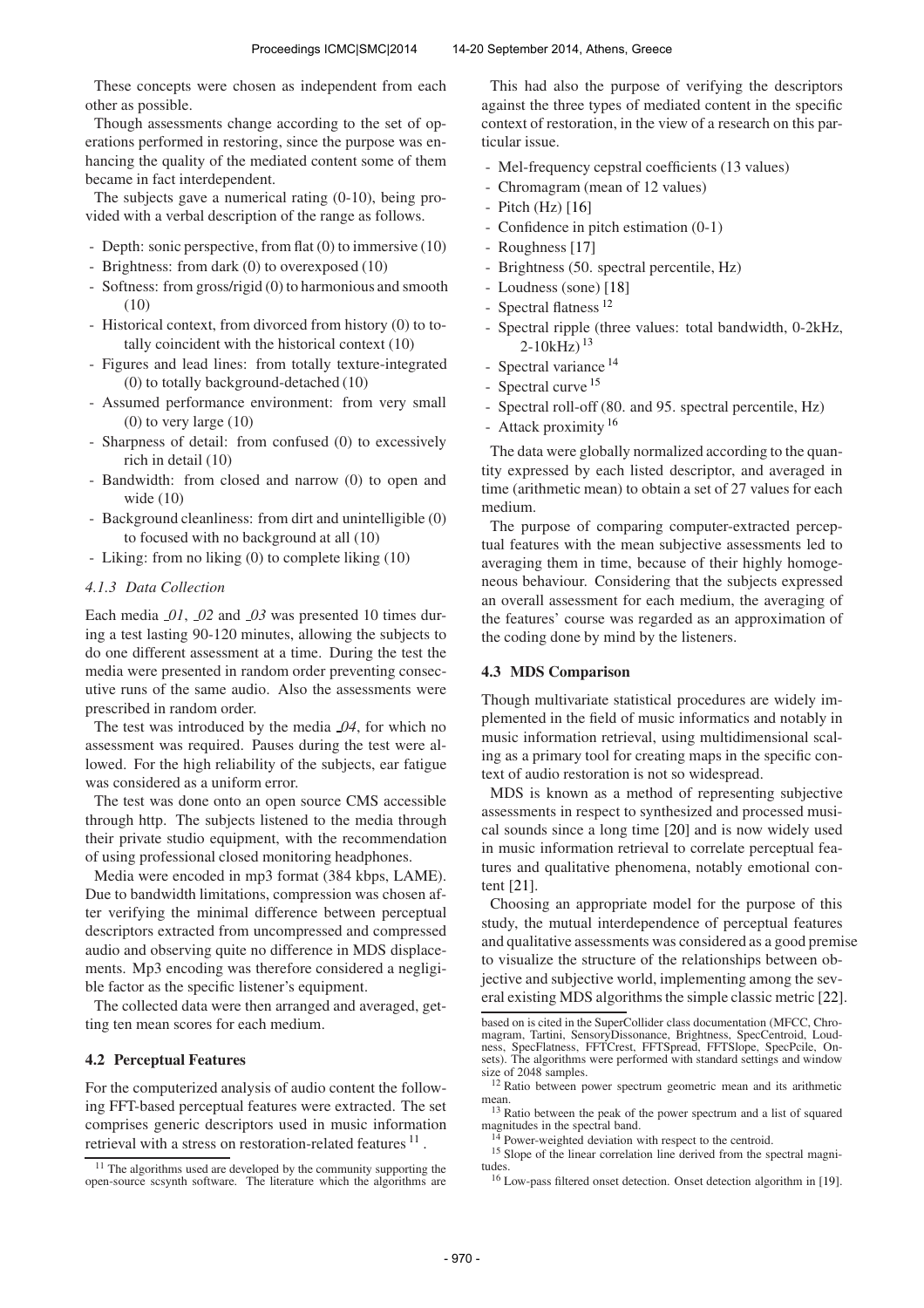These concepts were chosen as independent from each other as possible.

Though assessments change according to the set of operations performed in restoring, since the purpose was enhancing the quality of the mediated content some of them became in fact interdependent.

The subjects gave a numerical rating (0-10), being provided with a verbal description of the range as follows.

- Depth: sonic perspective, from flat (0) to immersive (10)
- Brightness: from dark (0) to overexposed (10)
- Softness: from gross/rigid (0) to harmonious and smooth (10)
- Historical context, from divorced from history (0) to totally coincident with the historical context (10)
- Figures and lead lines: from totally texture-integrated (0) to totally background-detached (10)
- Assumed performance environment: from very small (0) to very large (10)
- Sharpness of detail: from confused (0) to excessively rich in detail (10)
- Bandwidth: from closed and narrow (0) to open and wide (10)
- Background cleanliness: from dirt and unintelligible (0) to focused with no background at all (10)
- Liking: from no liking (0) to complete liking (10)

#### 4.1.3 Data Collection

Each media *_01*, *_02* and *_03* was presented 10 times during a test lasting 90-120 minutes, allowing the subjects to do one different assessment at a time. During the test the media were presented in random order preventing consecutive runs of the same audio. Also the assessments were prescribed in random order.

The test was introduced by the media *_04*, for which no assessment was required. Pauses during the test were allowed. For the high reliability of the subjects, ear fatigue was considered as a uniform error.

The test was done onto an open source CMS accessible through http. The subjects listened to the media through their private studio equipment, with the recommendation of using professional closed monitoring headphones.

Media were encoded in mp3 format (384 kbps, LAME). Due to bandwidth limitations, compression was chosen after verifying the minimal difference between perceptual descriptors extracted from uncompressed and compressed audio and observing quite no difference in MDS displacements. Mp3 encoding was therefore considered a negligible factor as the specific listener's equipment.

The collected data were then arranged and averaged, getting ten mean scores for each medium.

### 4.2 Perceptual Features

For the computerized analysis of audio content the following FFT-based perceptual features were extracted. The set comprises generic descriptors used in music information retrieval with a stress on restoration-related features [11].

This had also the purpose of verifying the descriptors against the three types of mediated content in the specific context of restoration, in the view of a research on this particular issue.

- Mel-frequency cepstral coefficients (13 values)
- Chromagram (mean of 12 values)
- Pitch (Hz) [16]
- Confidence in pitch estimation (0-1)
- Roughness [17]
- Brightness (50. spectral percentile, Hz)
- Loudness (sone) [18]
- Spectral flatness [12]
- Spectral ripple (three values: total bandwidth, 0-2kHz, 2-10kHz) [13]
- Spectral variance [14]
- Spectral curve [15]
- Spectral roll-off (80. and 95. spectral percentile, Hz)
- Attack proximity [16]

The data were globally normalized according to the quantity expressed by each listed descriptor, and averaged in time (arithmetic mean) to obtain a set of 27 values for each medium.

The purpose of comparing computer-extracted perceptual features with the mean subjective assessments led to averaging them in time, because of their highly homogeneous behaviour. Considering that the subjects expressed an overall assessment for each medium, the averaging of the features' course was regarded as an approximation of the coding done by mind by the listeners.

### 4.3 MDS Comparison

Though multivariate statistical procedures are widely implemented in the field of music informatics and notably in music information retrieval, using multidimensional scaling as a primary tool for creating maps in the specific context of audio restoration is not so widespread.

MDS is known as a method of representing subjective assessments in respect to synthesized and processed musical sounds since a long time [20] and is now widely used in music information retrieval to correlate perceptual features and qualitative phenomena, notably emotional content [21].

Choosing an appropriate model for the purpose of this study, the mutual interdependence of perceptual features and qualitative assessments was considered as a good premise to visualize the structure of the relationships between objective and subjective world, implementing among the several existing MDS algorithms the simple classic metric [22].

---

[11] The algorithms used are developed by the community supporting the open-source scsynth software. The literature which the algorithms are based on is cited in the SuperCollider class documentation (MFCC, Chromagram, Tartini, SensoryDissonance, Brightness, SpecCentroid, Loudness, SpecFlatness, FFTCrest, FFTSpread, FFTSlope, SpecPcile, Onsets). The algorithms were performed with standard settings and window size of 2048 samples.

[12] Ratio between power spectrum geometric mean and its arithmetic mean.

[13] Ratio between the peak of the power spectrum and a list of squared magnitudes in the spectral band.

[14] Power-weighted deviation with respect to the centroid.

[15] Slope of the linear correlation line derived from the spectral magnitudes.

[16] Low-pass filtered onset detection. Onset detection algorithm in [19].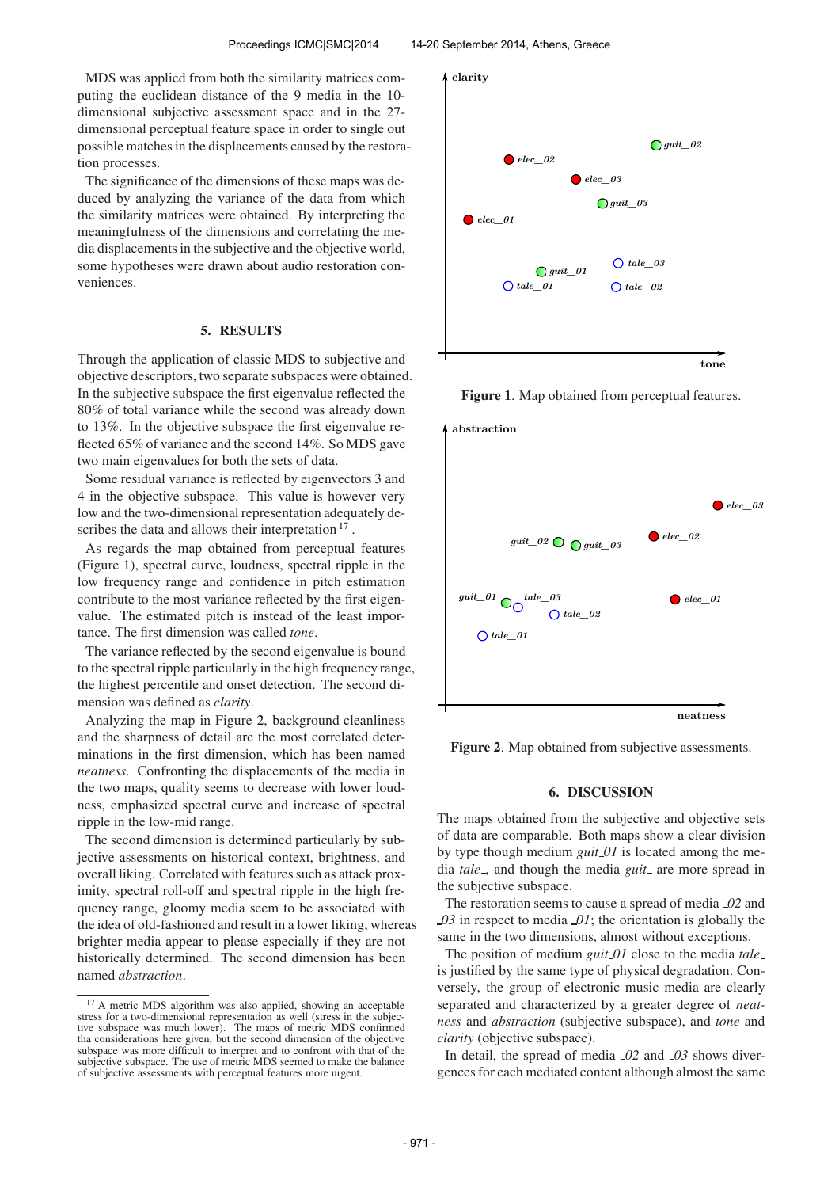MDS was applied from both the similarity matrices computing the euclidean distance of the 9 media in the 10-dimensional subjective assessment space and in the 27-dimensional perceptual feature space in order to single out possible matches in the displacements caused by the restoration processes.

The significance of the dimensions of these maps was deduced by analyzing the variance of the data from which the similarity matrices were obtained. By interpreting the meaningfulness of the dimensions and correlating the media displacements in the subjective and the objective world, some hypotheses were drawn about audio restoration conveniences.

## 5. RESULTS

Through the application of classic MDS to subjective and objective descriptors, two separate subspaces were obtained. In the subjective subspace the first eigenvalue reflected the 80% of total variance while the second was already down to 13%. In the objective subspace the first eigenvalue reflected 65% of variance and the second 14%. So MDS gave two main eigenvalues for both the sets of data.

Some residual variance is reflected by eigenvectors 3 and 4 in the objective subspace. This value is however very low and the two-dimensional representation adequately describes the data and allows their interpretation [17] .

As regards the map obtained from perceptual features (Figure 1), spectral curve, loudness, spectral ripple in the low frequency range and confidence in pitch estimation contribute to the most variance reflected by the first eigenvalue. The estimated pitch is instead of the least importance. The first dimension was called *tone*.

The variance reflected by the second eigenvalue is bound to the spectral ripple particularly in the high frequency range, the highest percentile and onset detection. The second dimension was defined as *clarity*.

Analyzing the map in Figure 2, background cleanliness and the sharpness of detail are the most correlated determinations in the first dimension, which has been named *neatness*. Confronting the displacements of the media in the two maps, quality seems to decrease with lower loudness, emphasized spectral curve and increase of spectral ripple in the low-mid range.

The second dimension is determined particularly by subjective assessments on historical context, brightness, and overall liking. Correlated with features such as attack proximity, spectral roll-off and spectral ripple in the high frequency range, gloomy media seem to be associated with the idea of old-fashioned and result in a lower liking, whereas brighter media appear to please especially if they are not historically determined. The second dimension has been named *abstraction*.

[17] A metric MDS algorithm was also applied, showing an acceptable stress for a two-dimensional representation as well (stress in the subjective subspace was much lower). The maps of metric MDS confirmed tha considerations here given, but the second dimension of the objective subspace was more difficult to interpret and to confront with that of the subjective subspace. The use of metric MDS seemed to make the balance of subjective assessments with perceptual features more urgent.

**Figure 1**. Map obtained from perceptual features.

**Figure 2**. Map obtained from subjective assessments.

## 6. DISCUSSION

The maps obtained from the subjective and objective sets of data are comparable. Both maps show a clear division by type though medium *guit_01* is located among the media *tale_*, and though the media *guit_* are more spread in the subjective subspace.

The restoration seems to cause a spread of media *_02* and *_03* in respect to media *_01*; the orientation is globally the same in the two dimensions, almost without exceptions.

The position of medium *guit_01* close to the media *tale_* is justified by the same type of physical degradation. Conversely, the group of electronic music media are clearly separated and characterized by a greater degree of *neatness* and *abstraction* (subjective subspace), and *tone* and *clarity* (objective subspace).

In detail, the spread of media *_02* and *_03* shows divergences for each mediated content although almost the same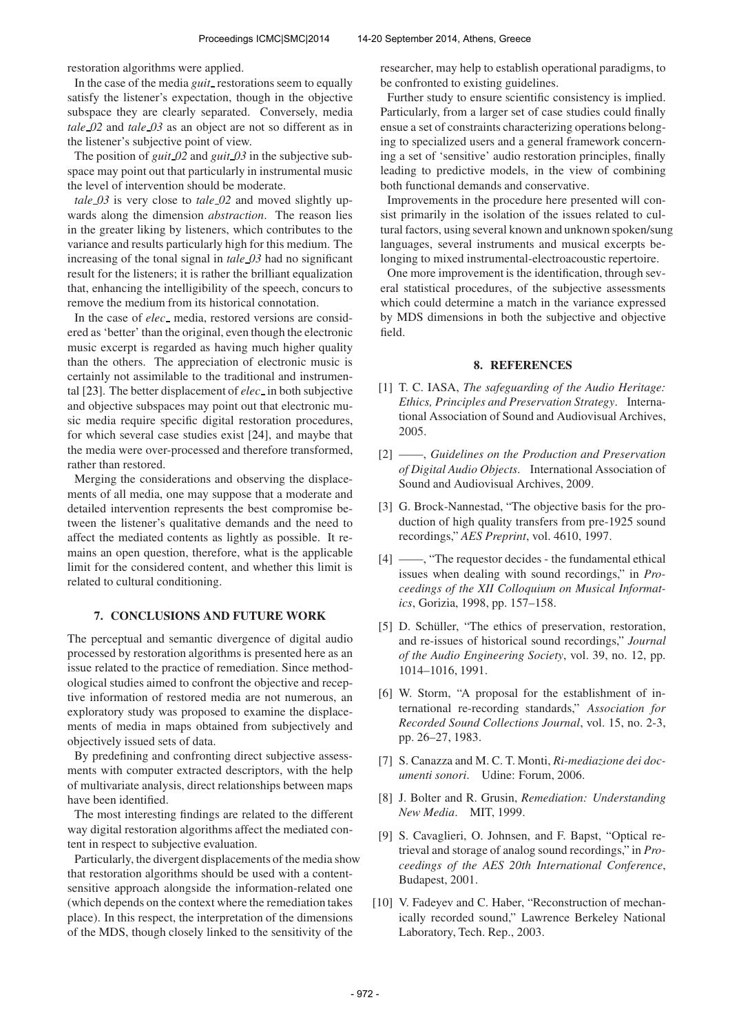restoration algorithms were applied.

In the case of the media *guit_* restorations seem to equally satisfy the listener's expectation, though in the objective subspace they are clearly separated. Conversely, media *tale_02* and *tale_03* as an object are not so different as in the listener's subjective point of view.

The position of *guit_02* and *guit_03* in the subjective subspace may point out that particularly in instrumental music the level of intervention should be moderate.

*tale_03* is very close to *tale_02* and moved slightly upwards along the dimension *abstraction*. The reason lies in the greater liking by listeners, which contributes to the variance and results particularly high for this medium. The increasing of the tonal signal in *tale_03* had no significant result for the listeners; it is rather the brilliant equalization that, enhancing the intelligibility of the speech, concurs to remove the medium from its historical connotation.

In the case of *elec_* media, restored versions are considered as 'better' than the original, even though the electronic music excerpt is regarded as having much higher quality than the others. The appreciation of electronic music is certainly not assimilable to the traditional and instrumental [23]. The better displacement of *elec_* in both subjective and objective subspaces may point out that electronic music media require specific digital restoration procedures, for which several case studies exist [24], and maybe that the media were over-processed and therefore transformed, rather than restored.

Merging the considerations and observing the displacements of all media, one may suppose that a moderate and detailed intervention represents the best compromise between the listener's qualitative demands and the need to affect the mediated contents as lightly as possible. It remains an open question, therefore, what is the applicable limit for the considered content, and whether this limit is related to cultural conditioning.

## 7. CONCLUSIONS AND FUTURE WORK

The perceptual and semantic divergence of digital audio processed by restoration algorithms is presented here as an issue related to the practice of remediation. Since methodological studies aimed to confront the objective and receptive information of restored media are not numerous, an exploratory study was proposed to examine the displacements of media in maps obtained from subjectively and objectively issued sets of data.

By predefining and confronting direct subjective assessments with computer extracted descriptors, with the help of multivariate analysis, direct relationships between maps have been identified.

The most interesting findings are related to the different way digital restoration algorithms affect the mediated content in respect to subjective evaluation.

Particularly, the divergent displacements of the media show that restoration algorithms should be used with a content-sensitive approach alongside the information-related one (which depends on the context where the remediation takes place). In this respect, the interpretation of the dimensions of the MDS, though closely linked to the sensitivity of the researcher, may help to establish operational paradigms, to be confronted to existing guidelines.

Further study to ensure scientific consistency is implied. Particularly, from a larger set of case studies could finally ensue a set of constraints characterizing operations belonging to specialized users and a general framework concerning a set of 'sensitive' audio restoration principles, finally leading to predictive models, in the view of combining both functional demands and conservative.

Improvements in the procedure here presented will consist primarily in the isolation of the issues related to cultural factors, using several known and unknown spoken/sung languages, several instruments and musical excerpts belonging to mixed instrumental-electroacoustic repertoire.

One more improvement is the identification, through several statistical procedures, of the subjective assessments which could determine a match in the variance expressed by MDS dimensions in both the subjective and objective field.

## 8. REFERENCES

[1] T. C. IASA, *The safeguarding of the Audio Heritage: Ethics, Principles and Preservation Strategy*. International Association of Sound and Audiovisual Archives, 2005.

[2] ——, *Guidelines on the Production and Preservation of Digital Audio Objects*. International Association of Sound and Audiovisual Archives, 2009.

[3] G. Brock-Nannestad, "The objective basis for the production of high quality transfers from pre-1925 sound recordings," *AES Preprint*, vol. 4610, 1997.

[4] ——, "The requestor decides - the fundamental ethical issues when dealing with sound recordings," in *Proceedings of the XII Colloquium on Musical Informatics*, Gorizia, 1998, pp. 157–158.

[5] D. Schüller, "The ethics of preservation, restoration, and re-issues of historical sound recordings," *Journal of the Audio Engineering Society*, vol. 39, no. 12, pp. 1014–1016, 1991.

[6] W. Storm, "A proposal for the establishment of international re-recording standards," *Association for Recorded Sound Collections Journal*, vol. 15, no. 2-3, pp. 26–27, 1983.

[7] S. Canazza and M. C. T. Monti, *Ri-mediazione dei documenti sonori*. Udine: Forum, 2006.

[8] J. Bolter and R. Grusin, *Remediation: Understanding New Media*. MIT, 1999.

[9] S. Cavaglieri, O. Johnsen, and F. Bapst, "Optical retrieval and storage of analog sound recordings," in *Proceedings of the AES 20th International Conference*, Budapest, 2001.

[10] V. Fadeyev and C. Haber, "Reconstruction of mechanically recorded sound," Lawrence Berkeley National Laboratory, Tech. Rep., 2003.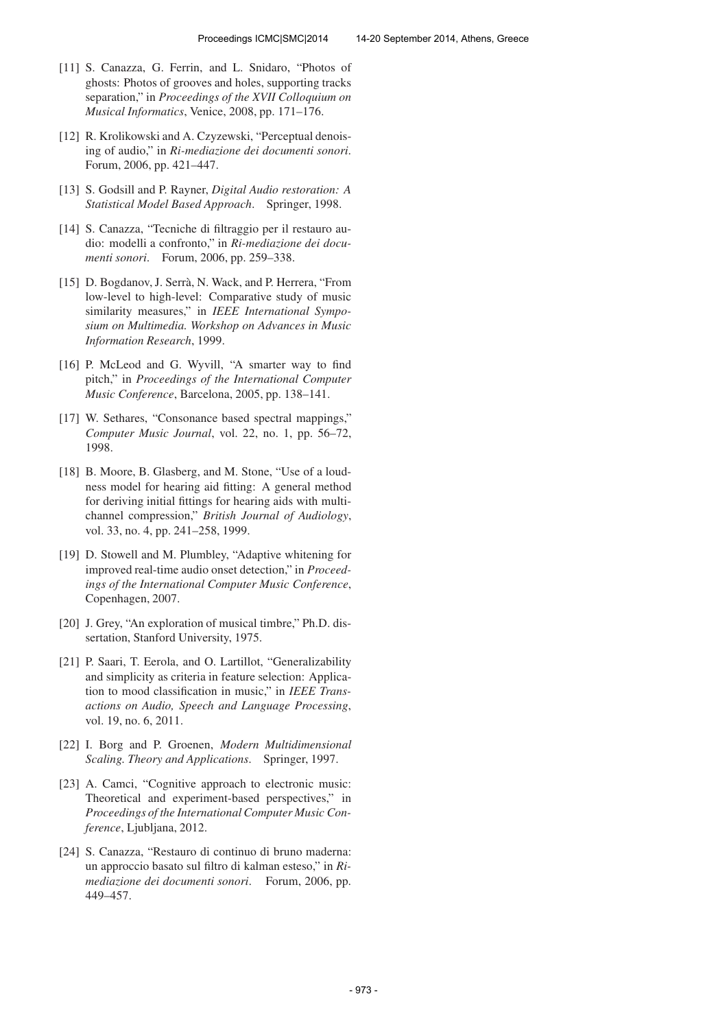[11] S. Canazza, G. Ferrin, and L. Snidaro, "Photos of ghosts: Photos of grooves and holes, supporting tracks separation," in *Proceedings of the XVII Colloquium on Musical Informatics*, Venice, 2008, pp. 171–176.

[12] R. Krolikowski and A. Czyzewski, "Perceptual denoising of audio," in *Ri-mediazione dei documenti sonori*. Forum, 2006, pp. 421–447.

[13] S. Godsill and P. Rayner, *Digital Audio restoration: A Statistical Model Based Approach*. Springer, 1998.

[14] S. Canazza, "Tecniche di filtraggio per il restauro audio: modelli a confronto," in *Ri-mediazione dei documenti sonori*. Forum, 2006, pp. 259–338.

[15] D. Bogdanov, J. Serrà, N. Wack, and P. Herrera, "From low-level to high-level: Comparative study of music similarity measures," in *IEEE International Symposium on Multimedia. Workshop on Advances in Music Information Research*, 1999.

[16] P. McLeod and G. Wyvill, "A smarter way to find pitch," in *Proceedings of the International Computer Music Conference*, Barcelona, 2005, pp. 138–141.

[17] W. Sethares, "Consonance based spectral mappings," *Computer Music Journal*, vol. 22, no. 1, pp. 56–72, 1998.

[18] B. Moore, B. Glasberg, and M. Stone, "Use of a loudness model for hearing aid fitting: A general method for deriving initial fittings for hearing aids with multichannel compression," *British Journal of Audiology*, vol. 33, no. 4, pp. 241–258, 1999.

[19] D. Stowell and M. Plumbley, "Adaptive whitening for improved real-time audio onset detection," in *Proceedings of the International Computer Music Conference*, Copenhagen, 2007.

[20] J. Grey, "An exploration of musical timbre," Ph.D. dissertation, Stanford University, 1975.

[21] P. Saari, T. Eerola, and O. Lartillot, "Generalizability and simplicity as criteria in feature selection: Application to mood classification in music," in *IEEE Transactions on Audio, Speech and Language Processing*, vol. 19, no. 6, 2011.

[22] I. Borg and P. Groenen, *Modern Multidimensional Scaling. Theory and Applications*. Springer, 1997.

[23] A. Camci, "Cognitive approach to electronic music: Theoretical and experiment-based perspectives," in *Proceedings of the International Computer Music Conference*, Ljubljana, 2012.

[24] S. Canazza, "Restauro di continuo di bruno maderna: un approccio basato sul filtro di kalman esteso," in *Ri-mediazione dei documenti sonori*. Forum, 2006, pp. 449–457.